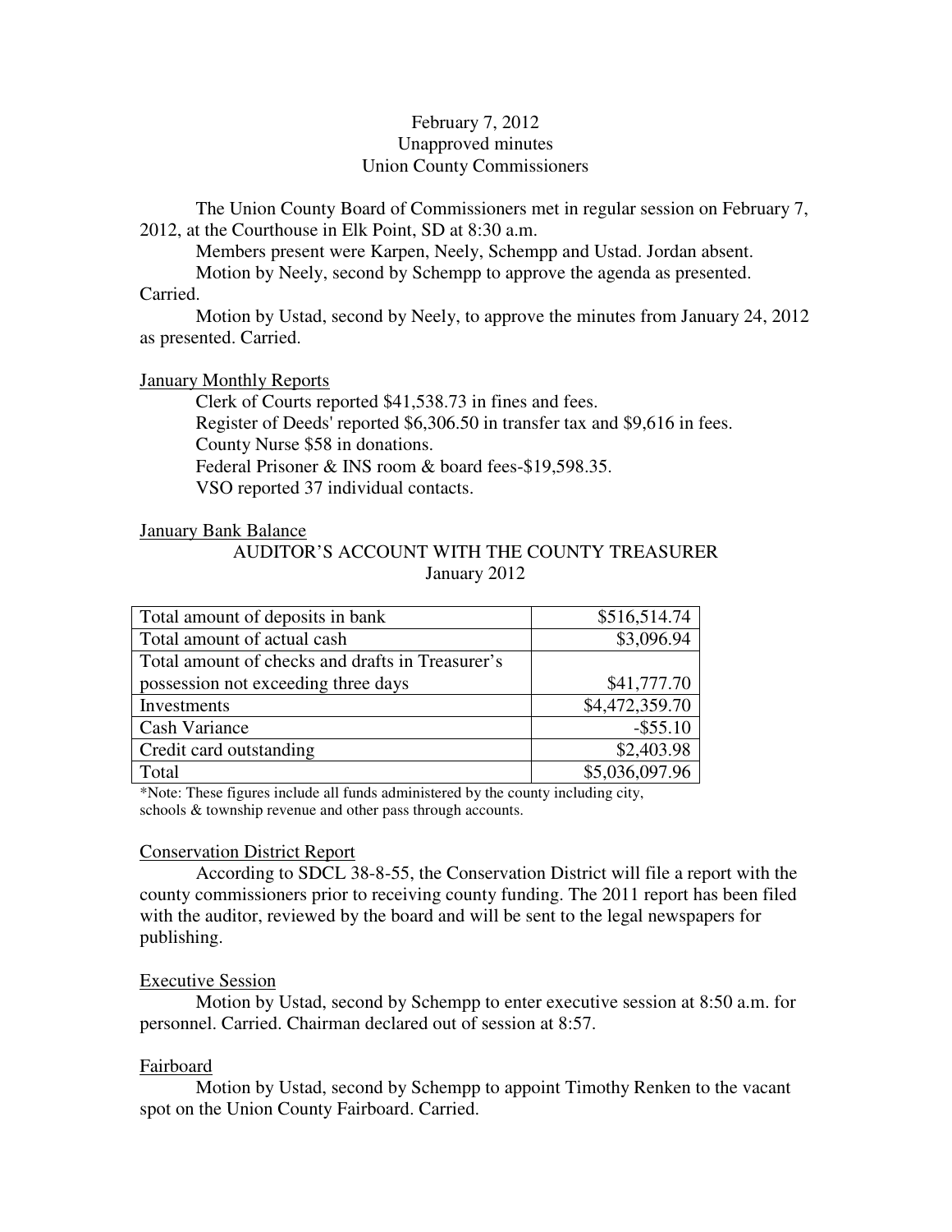February 7, 2012
Unapproved minutes
Union County Commissioners

The Union County Board of Commissioners met in regular session on February 7, 2012, at the Courthouse in Elk Point, SD at 8:30 a.m.

Members present were Karpen, Neely, Schempp and Ustad. Jordan absent.

Motion by Neely, second by Schempp to approve the agenda as presented. Carried.

Motion by Ustad, second by Neely, to approve the minutes from January 24, 2012 as presented. Carried.

<u>January Monthly Reports</u>

Clerk of Courts reported $41,538.73 in fines and fees.
Register of Deeds' reported $6,306.50 in transfer tax and $9,616 in fees.
County Nurse $58 in donations.
Federal Prisoner & INS room & board fees-$19,598.35.
VSO reported 37 individual contacts.

<u>January Bank Balance</u>

AUDITOR'S ACCOUNT WITH THE COUNTY TREASURER
January 2012

| | |
|---|---|
| Total amount of deposits in bank | $516,514.74 |
| Total amount of actual cash | $3,096.94 |
| Total amount of checks and drafts in Treasurer's possession not exceeding three days | $41,777.70 |
| Investments | $4,472,359.70 |
| Cash Variance | -$55.10 |
| Credit card outstanding | $2,403.98 |
| Total | $5,036,097.96 |

*Note: These figures include all funds administered by the county including city, schools & township revenue and other pass through accounts.

<u>Conservation District Report</u>

According to SDCL 38-8-55, the Conservation District will file a report with the county commissioners prior to receiving county funding. The 2011 report has been filed with the auditor, reviewed by the board and will be sent to the legal newspapers for publishing.

<u>Executive Session</u>

Motion by Ustad, second by Schempp to enter executive session at 8:50 a.m. for personnel. Carried. Chairman declared out of session at 8:57.

<u>Fairboard</u>

Motion by Ustad, second by Schempp to appoint Timothy Renken to the vacant spot on the Union County Fairboard. Carried.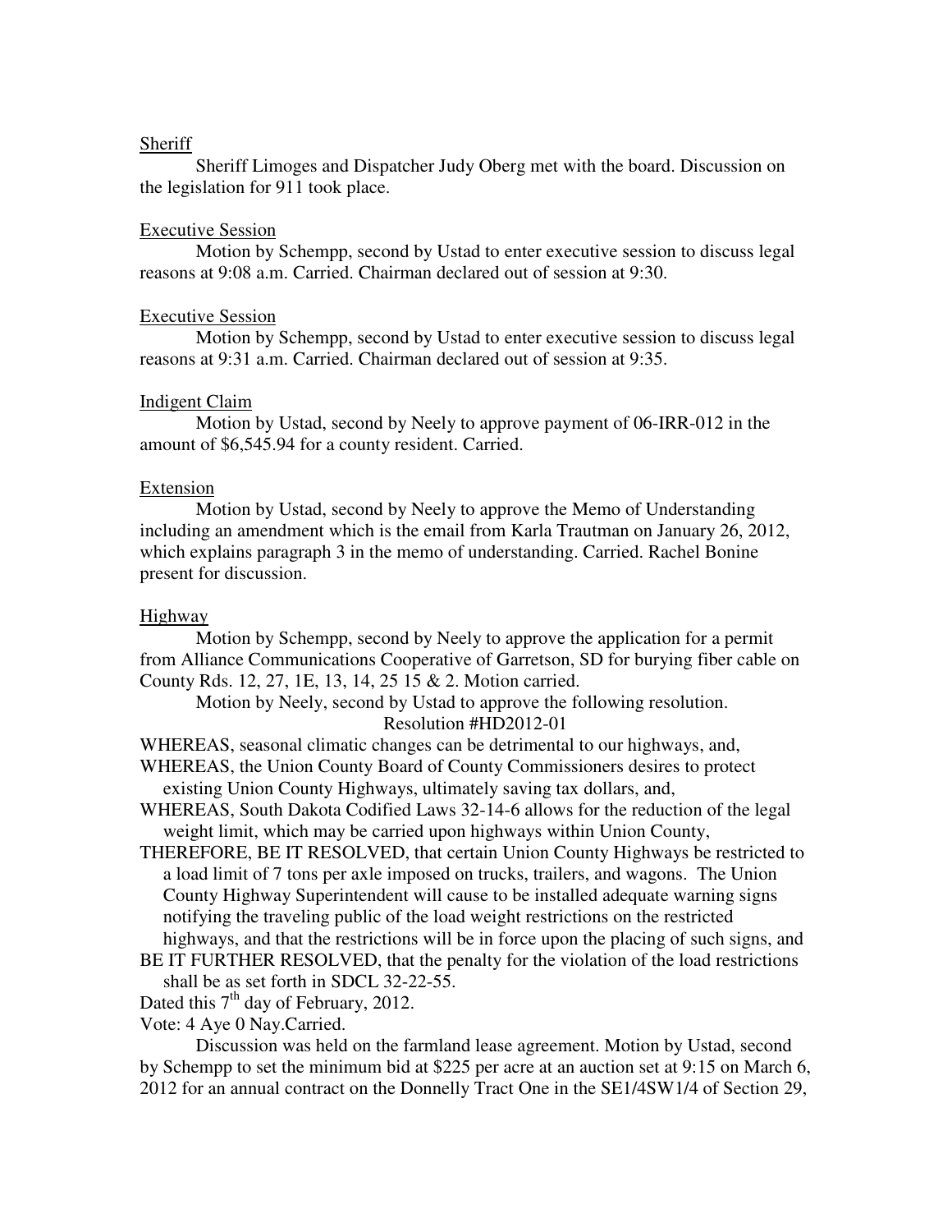Sheriff

Sheriff Limoges and Dispatcher Judy Oberg met with the board. Discussion on the legislation for 911 took place.

Executive Session

Motion by Schempp, second by Ustad to enter executive session to discuss legal reasons at 9:08 a.m. Carried. Chairman declared out of session at 9:30.

Executive Session

Motion by Schempp, second by Ustad to enter executive session to discuss legal reasons at 9:31 a.m. Carried. Chairman declared out of session at 9:35.

Indigent Claim

Motion by Ustad, second by Neely to approve payment of 06-IRR-012 in the amount of $6,545.94 for a county resident. Carried.

Extension

Motion by Ustad, second by Neely to approve the Memo of Understanding including an amendment which is the email from Karla Trautman on January 26, 2012, which explains paragraph 3 in the memo of understanding. Carried. Rachel Bonine present for discussion.

Highway

Motion by Schempp, second by Neely to approve the application for a permit from Alliance Communications Cooperative of Garretson, SD for burying fiber cable on County Rds. 12, 27, 1E, 13, 14, 25 15 & 2. Motion carried.

Motion by Neely, second by Ustad to approve the following resolution.

Resolution #HD2012-01

WHEREAS, seasonal climatic changes can be detrimental to our highways, and,

WHEREAS, the Union County Board of County Commissioners desires to protect existing Union County Highways, ultimately saving tax dollars, and,

WHEREAS, South Dakota Codified Laws 32-14-6 allows for the reduction of the legal weight limit, which may be carried upon highways within Union County,

THEREFORE, BE IT RESOLVED, that certain Union County Highways be restricted to a load limit of 7 tons per axle imposed on trucks, trailers, and wagons. The Union County Highway Superintendent will cause to be installed adequate warning signs notifying the traveling public of the load weight restrictions on the restricted highways, and that the restrictions will be in force upon the placing of such signs, and

BE IT FURTHER RESOLVED, that the penalty for the violation of the load restrictions shall be as set forth in SDCL 32-22-55.

Dated this 7th day of February, 2012.

Vote: 4 Aye 0 Nay.Carried.

Discussion was held on the farmland lease agreement. Motion by Ustad, second by Schempp to set the minimum bid at $225 per acre at an auction set at 9:15 on March 6, 2012 for an annual contract on the Donnelly Tract One in the SE1/4SW1/4 of Section 29,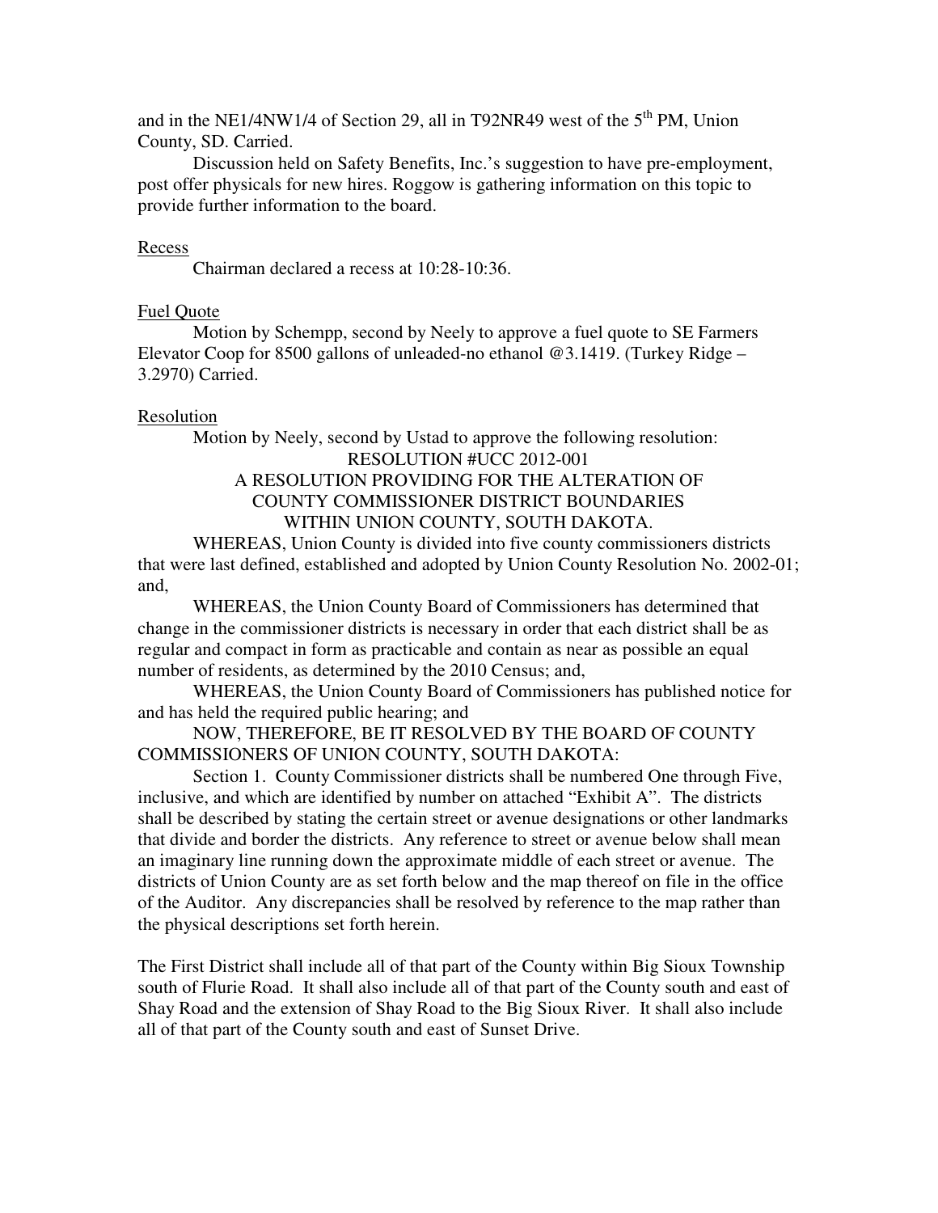and in the NE1/4NW1/4 of Section 29, all in T92NR49 west of the 5th PM, Union County, SD. Carried.

Discussion held on Safety Benefits, Inc.'s suggestion to have pre-employment, post offer physicals for new hires. Roggow is gathering information on this topic to provide further information to the board.

Recess

Chairman declared a recess at 10:28-10:36.

Fuel Quote

Motion by Schempp, second by Neely to approve a fuel quote to SE Farmers Elevator Coop for 8500 gallons of unleaded-no ethanol @3.1419. (Turkey Ridge – 3.2970) Carried.

Resolution

Motion by Neely, second by Ustad to approve the following resolution:

RESOLUTION #UCC 2012-001
A RESOLUTION PROVIDING FOR THE ALTERATION OF
COUNTY COMMISSIONER DISTRICT BOUNDARIES
WITHIN UNION COUNTY, SOUTH DAKOTA.

WHEREAS, Union County is divided into five county commissioners districts that were last defined, established and adopted by Union County Resolution No. 2002-01; and,

WHEREAS, the Union County Board of Commissioners has determined that change in the commissioner districts is necessary in order that each district shall be as regular and compact in form as practicable and contain as near as possible an equal number of residents, as determined by the 2010 Census; and,

WHEREAS, the Union County Board of Commissioners has published notice for and has held the required public hearing; and

NOW, THEREFORE, BE IT RESOLVED BY THE BOARD OF COUNTY COMMISSIONERS OF UNION COUNTY, SOUTH DAKOTA:

Section 1. County Commissioner districts shall be numbered One through Five, inclusive, and which are identified by number on attached "Exhibit A". The districts shall be described by stating the certain street or avenue designations or other landmarks that divide and border the districts. Any reference to street or avenue below shall mean an imaginary line running down the approximate middle of each street or avenue. The districts of Union County are as set forth below and the map thereof on file in the office of the Auditor. Any discrepancies shall be resolved by reference to the map rather than the physical descriptions set forth herein.

The First District shall include all of that part of the County within Big Sioux Township south of Flurie Road. It shall also include all of that part of the County south and east of Shay Road and the extension of Shay Road to the Big Sioux River. It shall also include all of that part of the County south and east of Sunset Drive.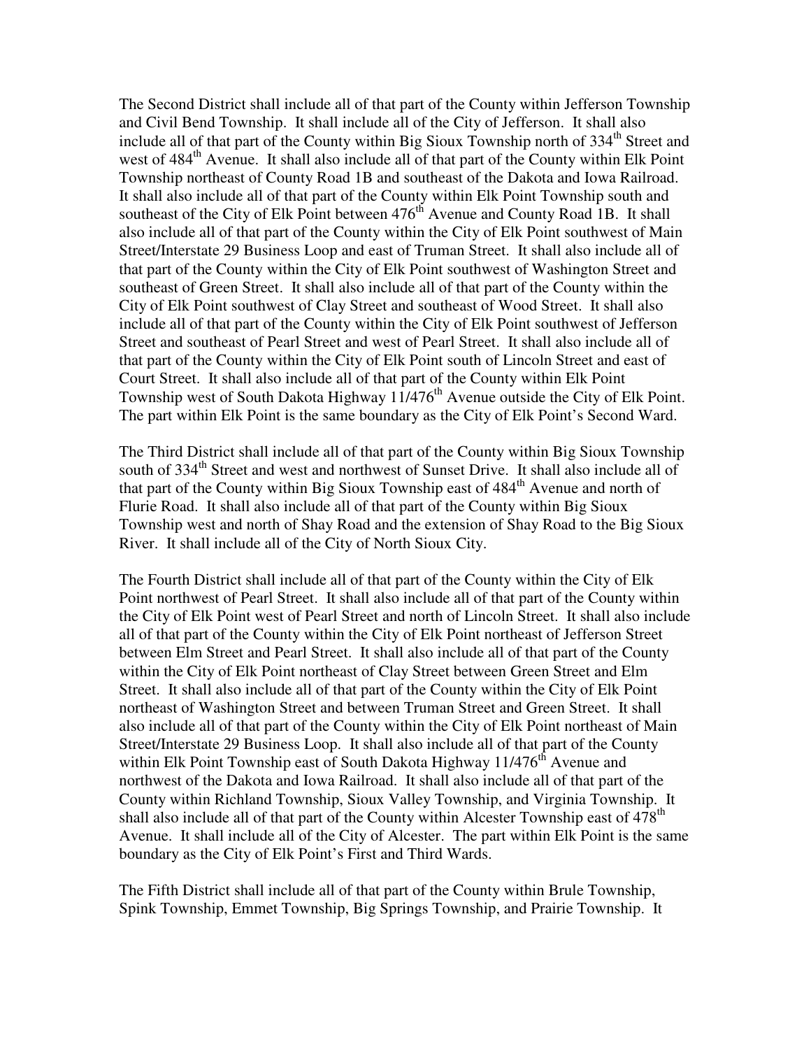The Second District shall include all of that part of the County within Jefferson Township and Civil Bend Township. It shall include all of the City of Jefferson. It shall also include all of that part of the County within Big Sioux Township north of 334th Street and west of 484th Avenue. It shall also include all of that part of the County within Elk Point Township northeast of County Road 1B and southeast of the Dakota and Iowa Railroad. It shall also include all of that part of the County within Elk Point Township south and southeast of the City of Elk Point between 476th Avenue and County Road 1B. It shall also include all of that part of the County within the City of Elk Point southwest of Main Street/Interstate 29 Business Loop and east of Truman Street. It shall also include all of that part of the County within the City of Elk Point southwest of Washington Street and southeast of Green Street. It shall also include all of that part of the County within the City of Elk Point southwest of Clay Street and southeast of Wood Street. It shall also include all of that part of the County within the City of Elk Point southwest of Jefferson Street and southeast of Pearl Street and west of Pearl Street. It shall also include all of that part of the County within the City of Elk Point south of Lincoln Street and east of Court Street. It shall also include all of that part of the County within Elk Point Township west of South Dakota Highway 11/476th Avenue outside the City of Elk Point. The part within Elk Point is the same boundary as the City of Elk Point's Second Ward.

The Third District shall include all of that part of the County within Big Sioux Township south of 334th Street and west and northwest of Sunset Drive. It shall also include all of that part of the County within Big Sioux Township east of 484th Avenue and north of Flurie Road. It shall also include all of that part of the County within Big Sioux Township west and north of Shay Road and the extension of Shay Road to the Big Sioux River. It shall include all of the City of North Sioux City.

The Fourth District shall include all of that part of the County within the City of Elk Point northwest of Pearl Street. It shall also include all of that part of the County within the City of Elk Point west of Pearl Street and north of Lincoln Street. It shall also include all of that part of the County within the City of Elk Point northeast of Jefferson Street between Elm Street and Pearl Street. It shall also include all of that part of the County within the City of Elk Point northeast of Clay Street between Green Street and Elm Street. It shall also include all of that part of the County within the City of Elk Point northeast of Washington Street and between Truman Street and Green Street. It shall also include all of that part of the County within the City of Elk Point northeast of Main Street/Interstate 29 Business Loop. It shall also include all of that part of the County within Elk Point Township east of South Dakota Highway 11/476th Avenue and northwest of the Dakota and Iowa Railroad. It shall also include all of that part of the County within Richland Township, Sioux Valley Township, and Virginia Township. It shall also include all of that part of the County within Alcester Township east of 478th Avenue. It shall include all of the City of Alcester. The part within Elk Point is the same boundary as the City of Elk Point's First and Third Wards.

The Fifth District shall include all of that part of the County within Brule Township, Spink Township, Emmet Township, Big Springs Township, and Prairie Township. It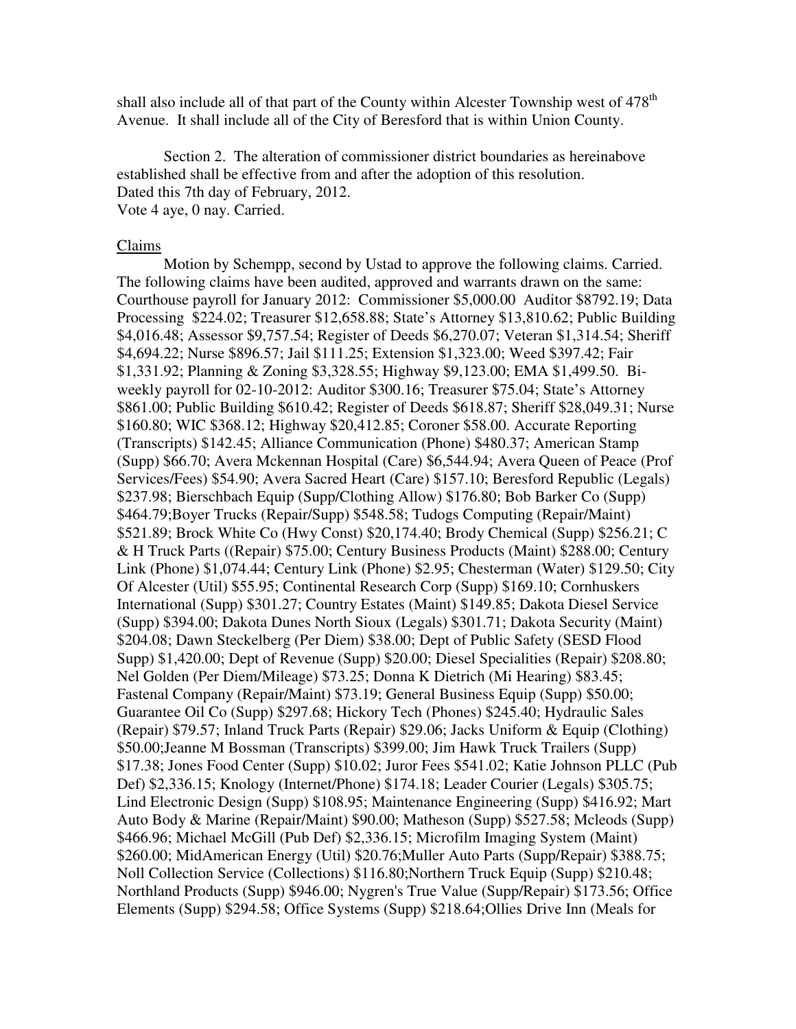shall also include all of that part of the County within Alcester Township west of 478th Avenue. It shall include all of the City of Beresford that is within Union County.

Section 2. The alteration of commissioner district boundaries as hereinabove established shall be effective from and after the adoption of this resolution.
Dated this 7th day of February, 2012.
Vote 4 aye, 0 nay. Carried.

Claims

Motion by Schempp, second by Ustad to approve the following claims. Carried. The following claims have been audited, approved and warrants drawn on the same: Courthouse payroll for January 2012: Commissioner $5,000.00 Auditor $8792.19; Data Processing $224.02; Treasurer $12,658.88; State's Attorney $13,810.62; Public Building $4,016.48; Assessor $9,757.54; Register of Deeds $6,270.07; Veteran $1,314.54; Sheriff $4,694.22; Nurse $896.57; Jail $111.25; Extension $1,323.00; Weed $397.42; Fair $1,331.92; Planning & Zoning $3,328.55; Highway $9,123.00; EMA $1,499.50. Bi-weekly payroll for 02-10-2012: Auditor $300.16; Treasurer $75.04; State's Attorney $861.00; Public Building $610.42; Register of Deeds $618.87; Sheriff $28,049.31; Nurse $160.80; WIC $368.12; Highway $20,412.85; Coroner $58.00. Accurate Reporting (Transcripts) $142.45; Alliance Communication (Phone) $480.37; American Stamp (Supp) $66.70; Avera Mckennan Hospital (Care) $6,544.94; Avera Queen of Peace (Prof Services/Fees) $54.90; Avera Sacred Heart (Care) $157.10; Beresford Republic (Legals) $237.98; Bierschbach Equip (Supp/Clothing Allow) $176.80; Bob Barker Co (Supp) $464.79;Boyer Trucks (Repair/Supp) $548.58; Tudogs Computing (Repair/Maint) $521.89; Brock White Co (Hwy Const) $20,174.40; Brody Chemical (Supp) $256.21; C & H Truck Parts ((Repair) $75.00; Century Business Products (Maint) $288.00; Century Link (Phone) $1,074.44; Century Link (Phone) $2.95; Chesterman (Water) $129.50; City Of Alcester (Util) $55.95; Continental Research Corp (Supp) $169.10; Cornhuskers International (Supp) $301.27; Country Estates (Maint) $149.85; Dakota Diesel Service (Supp) $394.00; Dakota Dunes North Sioux (Legals) $301.71; Dakota Security (Maint) $204.08; Dawn Steckelberg (Per Diem) $38.00; Dept of Public Safety (SESD Flood Supp) $1,420.00; Dept of Revenue (Supp) $20.00; Diesel Specialities (Repair) $208.80; Nel Golden (Per Diem/Mileage) $73.25; Donna K Dietrich (Mi Hearing) $83.45; Fastenal Company (Repair/Maint) $73.19; General Business Equip (Supp) $50.00; Guarantee Oil Co (Supp) $297.68; Hickory Tech (Phones) $245.40; Hydraulic Sales (Repair) $79.57; Inland Truck Parts (Repair) $29.06; Jacks Uniform & Equip (Clothing) $50.00;Jeanne M Bossman (Transcripts) $399.00; Jim Hawk Truck Trailers (Supp) $17.38; Jones Food Center (Supp) $10.02; Juror Fees $541.02; Katie Johnson PLLC (Pub Def) $2,336.15; Knology (Internet/Phone) $174.18; Leader Courier (Legals) $305.75; Lind Electronic Design (Supp) $108.95; Maintenance Engineering (Supp) $416.92; Mart Auto Body & Marine (Repair/Maint) $90.00; Matheson (Supp) $527.58; Mcleods (Supp) $466.96; Michael McGill (Pub Def) $2,336.15; Microfilm Imaging System (Maint) $260.00; MidAmerican Energy (Util) $20.76;Muller Auto Parts (Supp/Repair) $388.75; Noll Collection Service (Collections) $116.80;Northern Truck Equip (Supp) $210.48; Northland Products (Supp) $946.00; Nygren's True Value (Supp/Repair) $173.56; Office Elements (Supp) $294.58; Office Systems (Supp) $218.64;Ollies Drive Inn (Meals for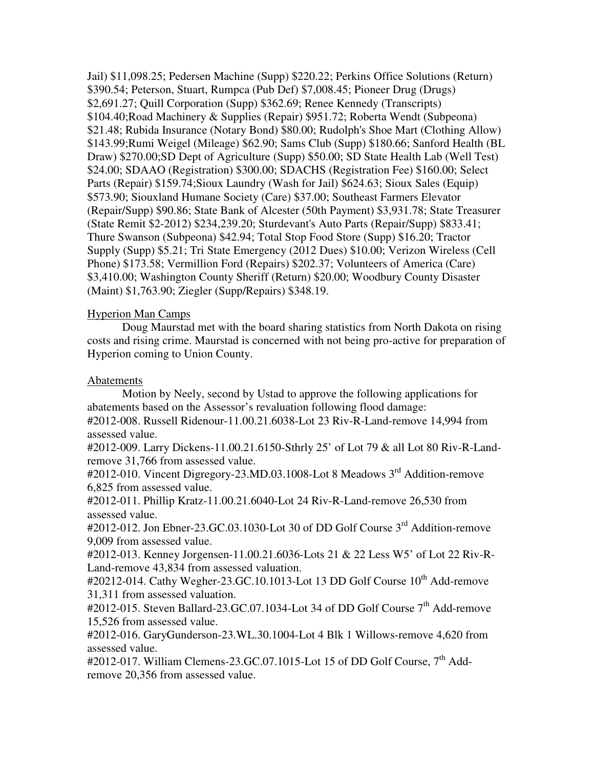Jail) $11,098.25; Pedersen Machine (Supp) $220.22; Perkins Office Solutions (Return) $390.54; Peterson, Stuart, Rumpca (Pub Def) $7,008.45; Pioneer Drug (Drugs) $2,691.27; Quill Corporation (Supp) $362.69; Renee Kennedy (Transcripts) $104.40;Road Machinery & Supplies (Repair) $951.72; Roberta Wendt (Subpeona) $21.48; Rubida Insurance (Notary Bond) $80.00; Rudolph's Shoe Mart (Clothing Allow) $143.99;Rumi Weigel (Mileage) $62.90; Sams Club (Supp) $180.66; Sanford Health (BL Draw) $270.00;SD Dept of Agriculture (Supp) $50.00; SD State Health Lab (Well Test) $24.00; SDAAO (Registration) $300.00; SDACHS (Registration Fee) $160.00; Select Parts (Repair) $159.74;Sioux Laundry (Wash for Jail) $624.63; Sioux Sales (Equip) $573.90; Siouxland Humane Society (Care) $37.00; Southeast Farmers Elevator (Repair/Supp) $90.86; State Bank of Alcester (50th Payment) $3,931.78; State Treasurer (State Remit $2-2012) $234,239.20; Sturdevant's Auto Parts (Repair/Supp) $833.41; Thure Swanson (Subpeona) $42.94; Total Stop Food Store (Supp) $16.20; Tractor Supply (Supp) $5.21; Tri State Emergency (2012 Dues) $10.00; Verizon Wireless (Cell Phone) $173.58; Vermillion Ford (Repairs) $202.37; Volunteers of America (Care) $3,410.00; Washington County Sheriff (Return) $20.00; Woodbury County Disaster (Maint) $1,763.90; Ziegler (Supp/Repairs) $348.19.

Hyperion Man Camps

Doug Maurstad met with the board sharing statistics from North Dakota on rising costs and rising crime. Maurstad is concerned with not being pro-active for preparation of Hyperion coming to Union County.

Abatements

Motion by Neely, second by Ustad to approve the following applications for abatements based on the Assessor's revaluation following flood damage:

#2012-008. Russell Ridenour-11.00.21.6038-Lot 23 Riv-R-Land-remove 14,994 from assessed value.

#2012-009. Larry Dickens-11.00.21.6150-Sthrly 25' of Lot 79 & all Lot 80 Riv-R-Land-remove 31,766 from assessed value.

#2012-010. Vincent Digregory-23.MD.03.1008-Lot 8 Meadows 3rd Addition-remove 6,825 from assessed value.

#2012-011. Phillip Kratz-11.00.21.6040-Lot 24 Riv-R-Land-remove 26,530 from assessed value.

#2012-012. Jon Ebner-23.GC.03.1030-Lot 30 of DD Golf Course 3rd Addition-remove 9,009 from assessed value.

#2012-013. Kenney Jorgensen-11.00.21.6036-Lots 21 & 22 Less W5' of Lot 22 Riv-R-Land-remove 43,834 from assessed valuation.

#20212-014. Cathy Wegher-23.GC.10.1013-Lot 13 DD Golf Course 10th Add-remove 31,311 from assessed valuation.

#2012-015. Steven Ballard-23.GC.07.1034-Lot 34 of DD Golf Course 7th Add-remove 15,526 from assessed value.

#2012-016. GaryGunderson-23.WL.30.1004-Lot 4 Blk 1 Willows-remove 4,620 from assessed value.

#2012-017. William Clemens-23.GC.07.1015-Lot 15 of DD Golf Course, 7th Add-remove 20,356 from assessed value.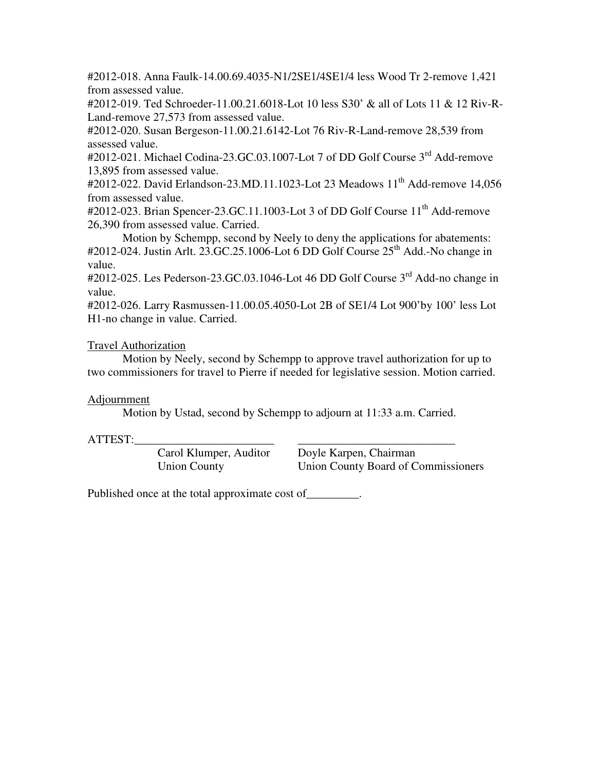#2012-018. Anna Faulk-14.00.69.4035-N1/2SE1/4SE1/4 less Wood Tr 2-remove 1,421 from assessed value.

#2012-019. Ted Schroeder-11.00.21.6018-Lot 10 less S30' & all of Lots 11 & 12 Riv-R-Land-remove 27,573 from assessed value.

#2012-020. Susan Bergeson-11.00.21.6142-Lot 76 Riv-R-Land-remove 28,539 from assessed value.

#2012-021. Michael Codina-23.GC.03.1007-Lot 7 of DD Golf Course 3rd Add-remove 13,895 from assessed value.

#2012-022. David Erlandson-23.MD.11.1023-Lot 23 Meadows 11th Add-remove 14,056 from assessed value.

#2012-023. Brian Spencer-23.GC.11.1003-Lot 3 of DD Golf Course 11th Add-remove 26,390 from assessed value. Carried.

Motion by Schempp, second by Neely to deny the applications for abatements:

#2012-024. Justin Arlt. 23.GC.25.1006-Lot 6 DD Golf Course 25th Add.-No change in value.

#2012-025. Les Pederson-23.GC.03.1046-Lot 46 DD Golf Course 3rd Add-no change in value.

#2012-026. Larry Rasmussen-11.00.05.4050-Lot 2B of SE1/4 Lot 900'by 100' less Lot H1-no change in value. Carried.

Travel Authorization

Motion by Neely, second by Schempp to approve travel authorization for up to two commissioners for travel to Pierre if needed for legislative session. Motion carried.

Adjournment

Motion by Ustad, second by Schempp to adjourn at 11:33 a.m. Carried.

ATTEST:________________________ ___________________________

Carol Klumper, Auditor
Union County

Doyle Karpen, Chairman
Union County Board of Commissioners

Published once at the total approximate cost of_________.